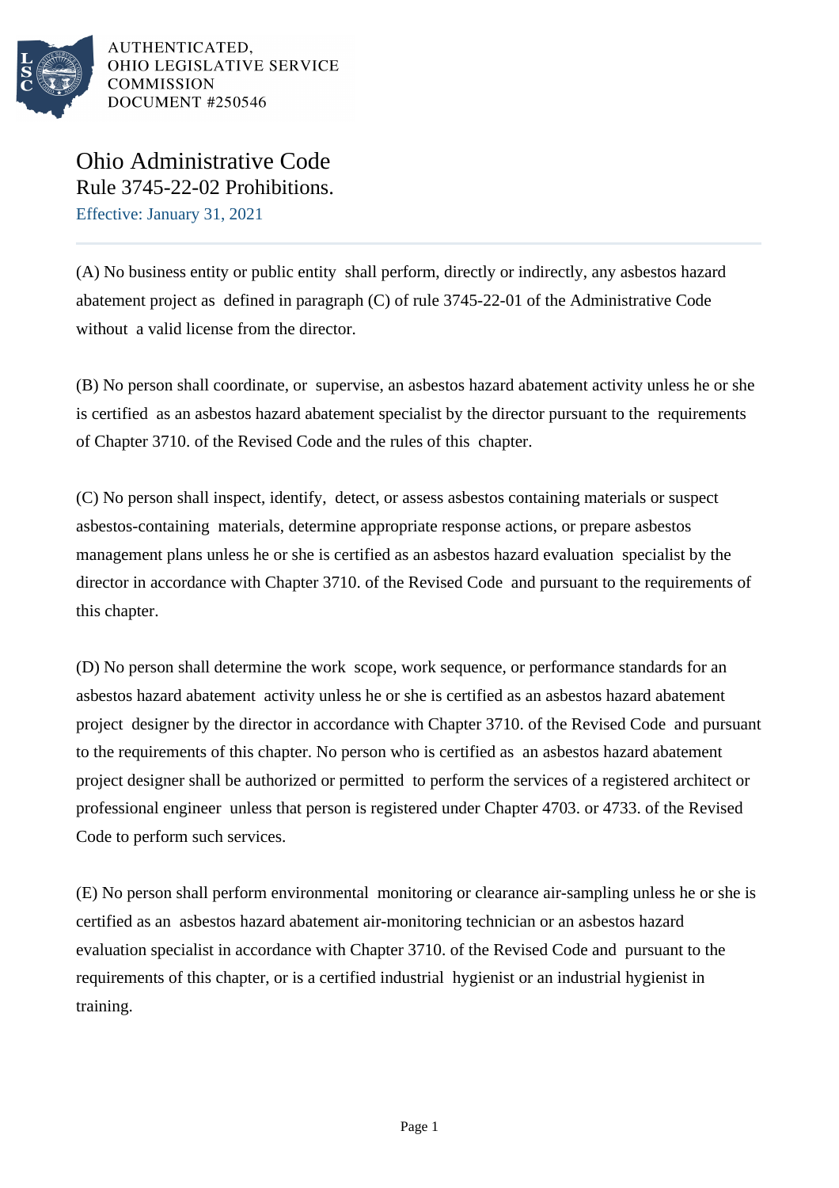AUTHENTICATED,
OHIO LEGISLATIVE SERVICE
COMMISSION
DOCUMENT #250546

# Ohio Administrative Code
## Rule 3745-22-02 Prohibitions.

Effective: January 31, 2021

(A) No business entity or public entity shall perform, directly or indirectly, any asbestos hazard abatement project as defined in paragraph (C) of rule 3745-22-01 of the Administrative Code without a valid license from the director.

(B) No person shall coordinate, or supervise, an asbestos hazard abatement activity unless he or she is certified as an asbestos hazard abatement specialist by the director pursuant to the requirements of Chapter 3710. of the Revised Code and the rules of this chapter.

(C) No person shall inspect, identify, detect, or assess asbestos containing materials or suspect asbestos-containing materials, determine appropriate response actions, or prepare asbestos management plans unless he or she is certified as an asbestos hazard evaluation specialist by the director in accordance with Chapter 3710. of the Revised Code and pursuant to the requirements of this chapter.

(D) No person shall determine the work scope, work sequence, or performance standards for an asbestos hazard abatement activity unless he or she is certified as an asbestos hazard abatement project designer by the director in accordance with Chapter 3710. of the Revised Code and pursuant to the requirements of this chapter. No person who is certified as an asbestos hazard abatement project designer shall be authorized or permitted to perform the services of a registered architect or professional engineer unless that person is registered under Chapter 4703. or 4733. of the Revised Code to perform such services.

(E) No person shall perform environmental monitoring or clearance air-sampling unless he or she is certified as an asbestos hazard abatement air-monitoring technician or an asbestos hazard evaluation specialist in accordance with Chapter 3710. of the Revised Code and pursuant to the requirements of this chapter, or is a certified industrial hygienist or an industrial hygienist in training.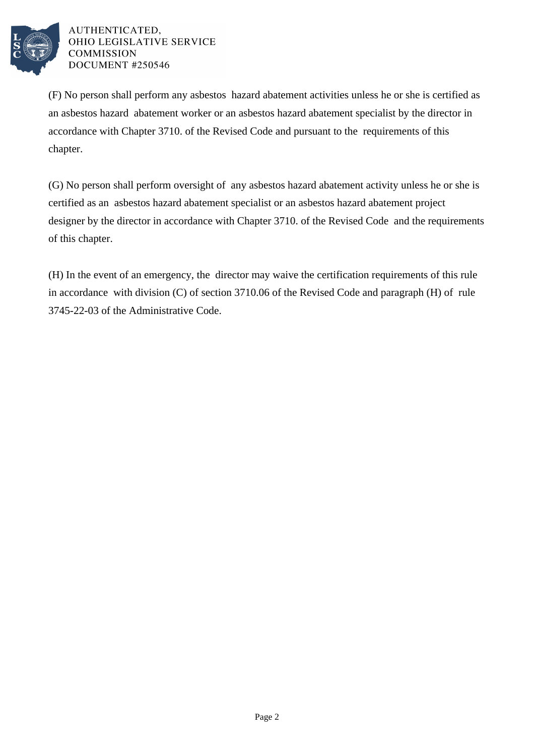(F) No person shall perform any asbestos hazard abatement activities unless he or she is certified as an asbestos hazard abatement worker or an asbestos hazard abatement specialist by the director in accordance with Chapter 3710. of the Revised Code and pursuant to the requirements of this chapter.

(G) No person shall perform oversight of any asbestos hazard abatement activity unless he or she is certified as an asbestos hazard abatement specialist or an asbestos hazard abatement project designer by the director in accordance with Chapter 3710. of the Revised Code and the requirements of this chapter.

(H) In the event of an emergency, the director may waive the certification requirements of this rule in accordance with division (C) of section 3710.06 of the Revised Code and paragraph (H) of rule 3745-22-03 of the Administrative Code.